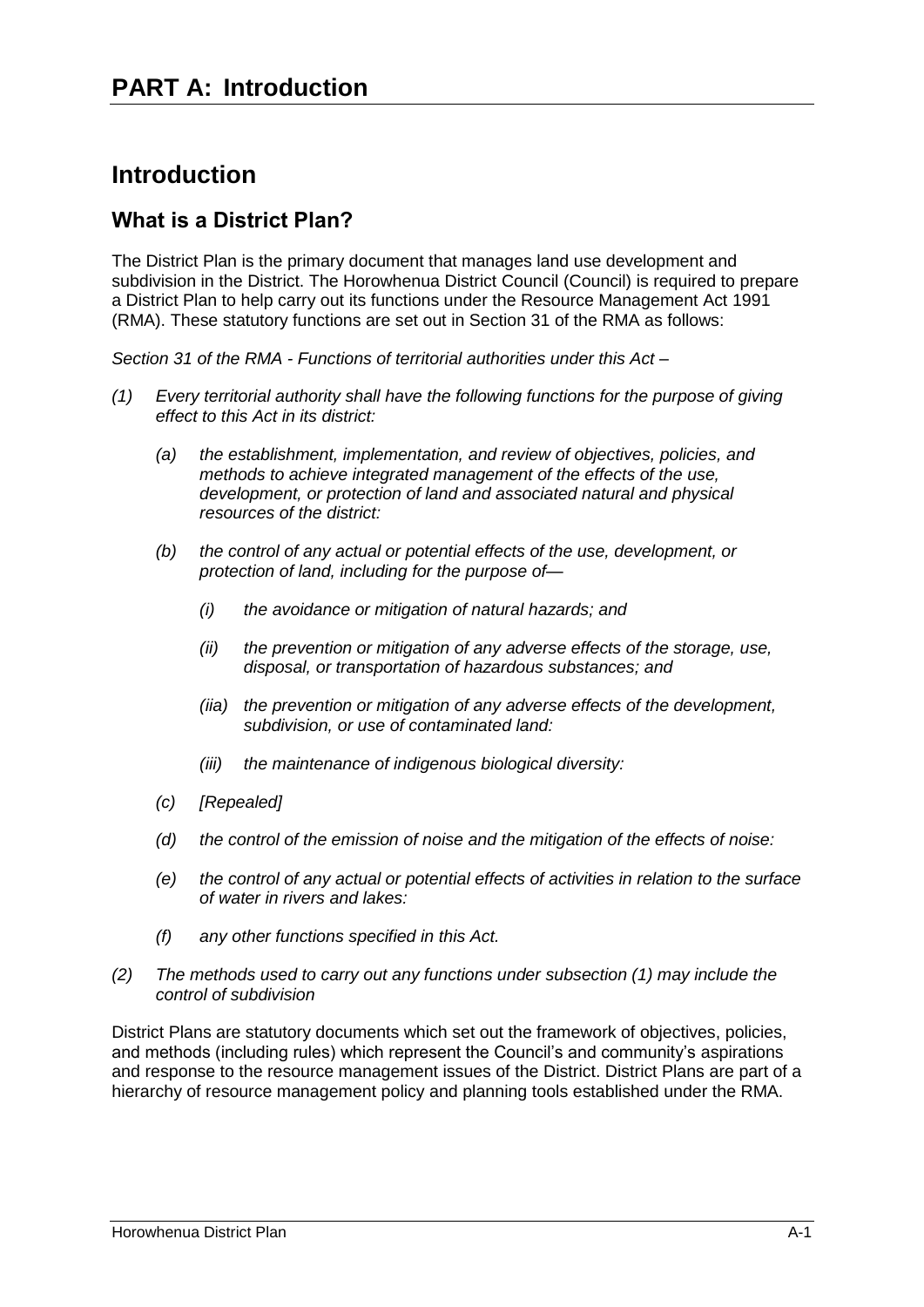# PART A: Introduction

## Introduction

### What is a District Plan?

The District Plan is the primary document that manages land use development and subdivision in the District. The Horowhenua District Council (Council) is required to prepare a District Plan to help carry out its functions under the Resource Management Act 1991 (RMA). These statutory functions are set out in Section 31 of the RMA as follows:

*Section 31 of the RMA - Functions of territorial authorities under this Act –*

*(1) Every territorial authority shall have the following functions for the purpose of giving effect to this Act in its district:*

- *(a) the establishment, implementation, and review of objectives, policies, and methods to achieve integrated management of the effects of the use, development, or protection of land and associated natural and physical resources of the district:*
- *(b) the control of any actual or potential effects of the use, development, or protection of land, including for the purpose of—*
  - *(i) the avoidance or mitigation of natural hazards; and*
  - *(ii) the prevention or mitigation of any adverse effects of the storage, use, disposal, or transportation of hazardous substances; and*
  - *(iia) the prevention or mitigation of any adverse effects of the development, subdivision, or use of contaminated land:*
  - *(iii) the maintenance of indigenous biological diversity:*
- *(c) [Repealed]*
- *(d) the control of the emission of noise and the mitigation of the effects of noise:*
- *(e) the control of any actual or potential effects of activities in relation to the surface of water in rivers and lakes:*
- *(f) any other functions specified in this Act.*

*(2) The methods used to carry out any functions under subsection (1) may include the control of subdivision*

District Plans are statutory documents which set out the framework of objectives, policies, and methods (including rules) which represent the Council's and community's aspirations and response to the resource management issues of the District. District Plans are part of a hierarchy of resource management policy and planning tools established under the RMA.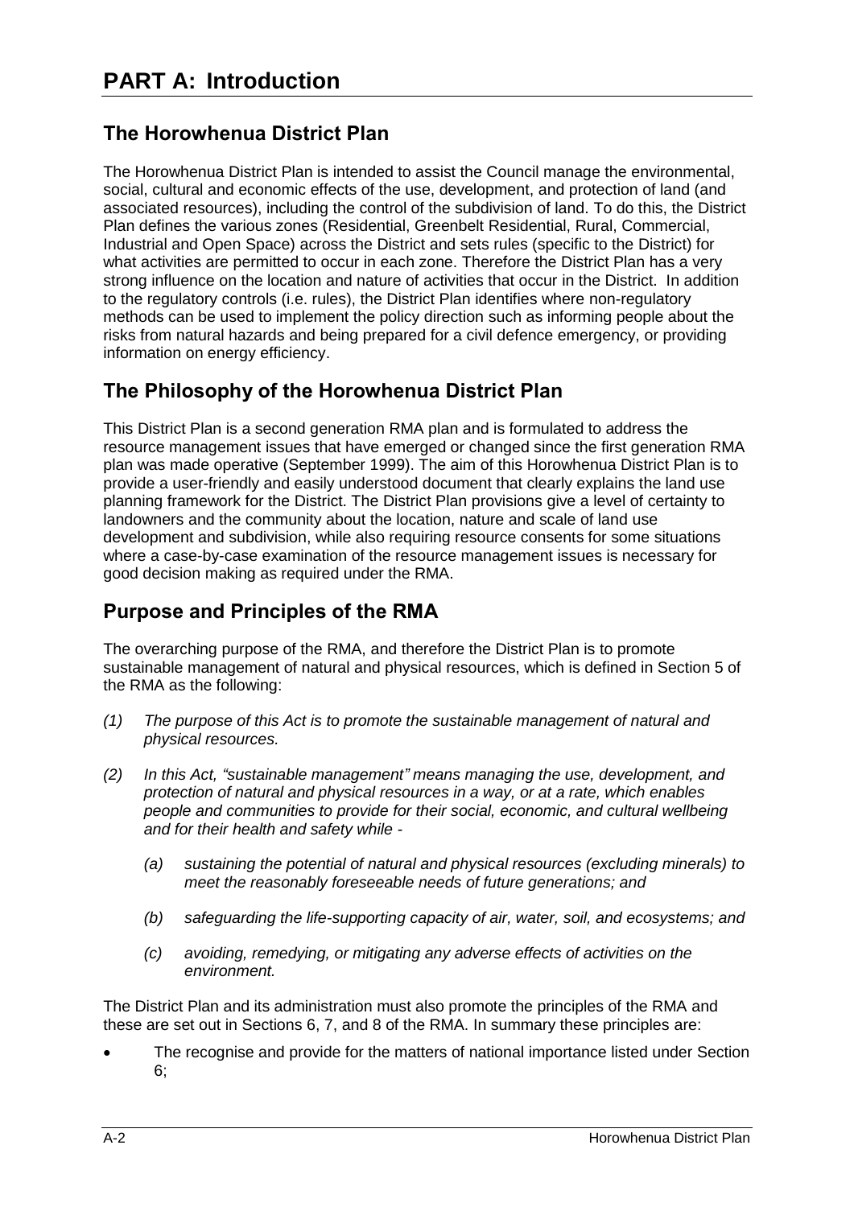# PART A: Introduction

## The Horowhenua District Plan

The Horowhenua District Plan is intended to assist the Council manage the environmental, social, cultural and economic effects of the use, development, and protection of land (and associated resources), including the control of the subdivision of land. To do this, the District Plan defines the various zones (Residential, Greenbelt Residential, Rural, Commercial, Industrial and Open Space) across the District and sets rules (specific to the District) for what activities are permitted to occur in each zone. Therefore the District Plan has a very strong influence on the location and nature of activities that occur in the District. In addition to the regulatory controls (i.e. rules), the District Plan identifies where non-regulatory methods can be used to implement the policy direction such as informing people about the risks from natural hazards and being prepared for a civil defence emergency, or providing information on energy efficiency.

## The Philosophy of the Horowhenua District Plan

This District Plan is a second generation RMA plan and is formulated to address the resource management issues that have emerged or changed since the first generation RMA plan was made operative (September 1999). The aim of this Horowhenua District Plan is to provide a user-friendly and easily understood document that clearly explains the land use planning framework for the District. The District Plan provisions give a level of certainty to landowners and the community about the location, nature and scale of land use development and subdivision, while also requiring resource consents for some situations where a case-by-case examination of the resource management issues is necessary for good decision making as required under the RMA.

## Purpose and Principles of the RMA

The overarching purpose of the RMA, and therefore the District Plan is to promote sustainable management of natural and physical resources, which is defined in Section 5 of the RMA as the following:

*(1) The purpose of this Act is to promote the sustainable management of natural and physical resources.*

*(2) In this Act, "sustainable management" means managing the use, development, and protection of natural and physical resources in a way, or at a rate, which enables people and communities to provide for their social, economic, and cultural wellbeing and for their health and safety while -*

> *(a) sustaining the potential of natural and physical resources (excluding minerals) to meet the reasonably foreseeable needs of future generations; and*
>
> *(b) safeguarding the life-supporting capacity of air, water, soil, and ecosystems; and*
>
> *(c) avoiding, remedying, or mitigating any adverse effects of activities on the environment.*

The District Plan and its administration must also promote the principles of the RMA and these are set out in Sections 6, 7, and 8 of the RMA. In summary these principles are:

- The recognise and provide for the matters of national importance listed under Section 6;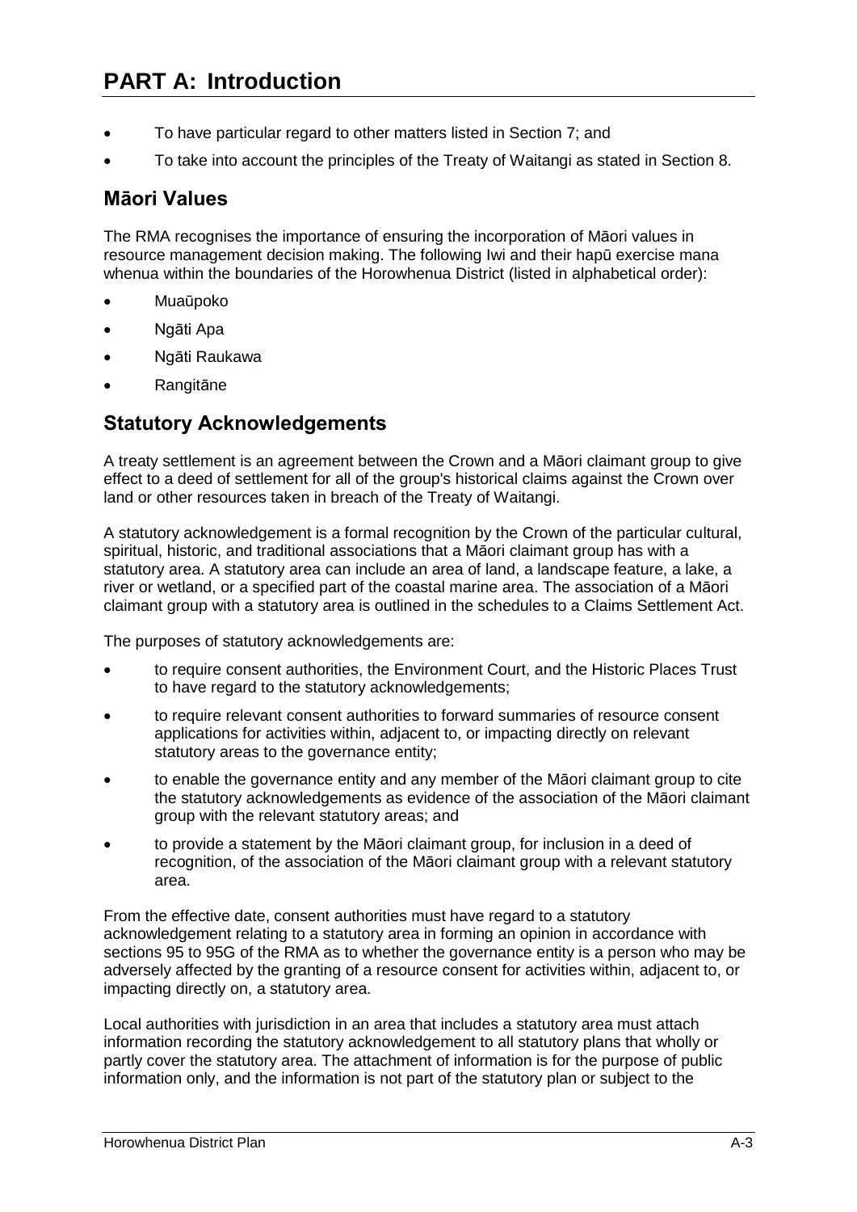- To have particular regard to other matters listed in Section 7; and
- To take into account the principles of the Treaty of Waitangi as stated in Section 8.

## Māori Values

The RMA recognises the importance of ensuring the incorporation of Māori values in resource management decision making. The following Iwi and their hapū exercise mana whenua within the boundaries of the Horowhenua District (listed in alphabetical order):

- Muaūpoko
- Ngāti Apa
- Ngāti Raukawa
- Rangitāne

## Statutory Acknowledgements

A treaty settlement is an agreement between the Crown and a Māori claimant group to give effect to a deed of settlement for all of the group's historical claims against the Crown over land or other resources taken in breach of the Treaty of Waitangi.

A statutory acknowledgement is a formal recognition by the Crown of the particular cultural, spiritual, historic, and traditional associations that a Māori claimant group has with a statutory area. A statutory area can include an area of land, a landscape feature, a lake, a river or wetland, or a specified part of the coastal marine area. The association of a Māori claimant group with a statutory area is outlined in the schedules to a Claims Settlement Act.

The purposes of statutory acknowledgements are:

- to require consent authorities, the Environment Court, and the Historic Places Trust to have regard to the statutory acknowledgements;
- to require relevant consent authorities to forward summaries of resource consent applications for activities within, adjacent to, or impacting directly on relevant statutory areas to the governance entity;
- to enable the governance entity and any member of the Māori claimant group to cite the statutory acknowledgements as evidence of the association of the Māori claimant group with the relevant statutory areas; and
- to provide a statement by the Māori claimant group, for inclusion in a deed of recognition, of the association of the Māori claimant group with a relevant statutory area.

From the effective date, consent authorities must have regard to a statutory acknowledgement relating to a statutory area in forming an opinion in accordance with sections 95 to 95G of the RMA as to whether the governance entity is a person who may be adversely affected by the granting of a resource consent for activities within, adjacent to, or impacting directly on, a statutory area.

Local authorities with jurisdiction in an area that includes a statutory area must attach information recording the statutory acknowledgement to all statutory plans that wholly or partly cover the statutory area. The attachment of information is for the purpose of public information only, and the information is not part of the statutory plan or subject to the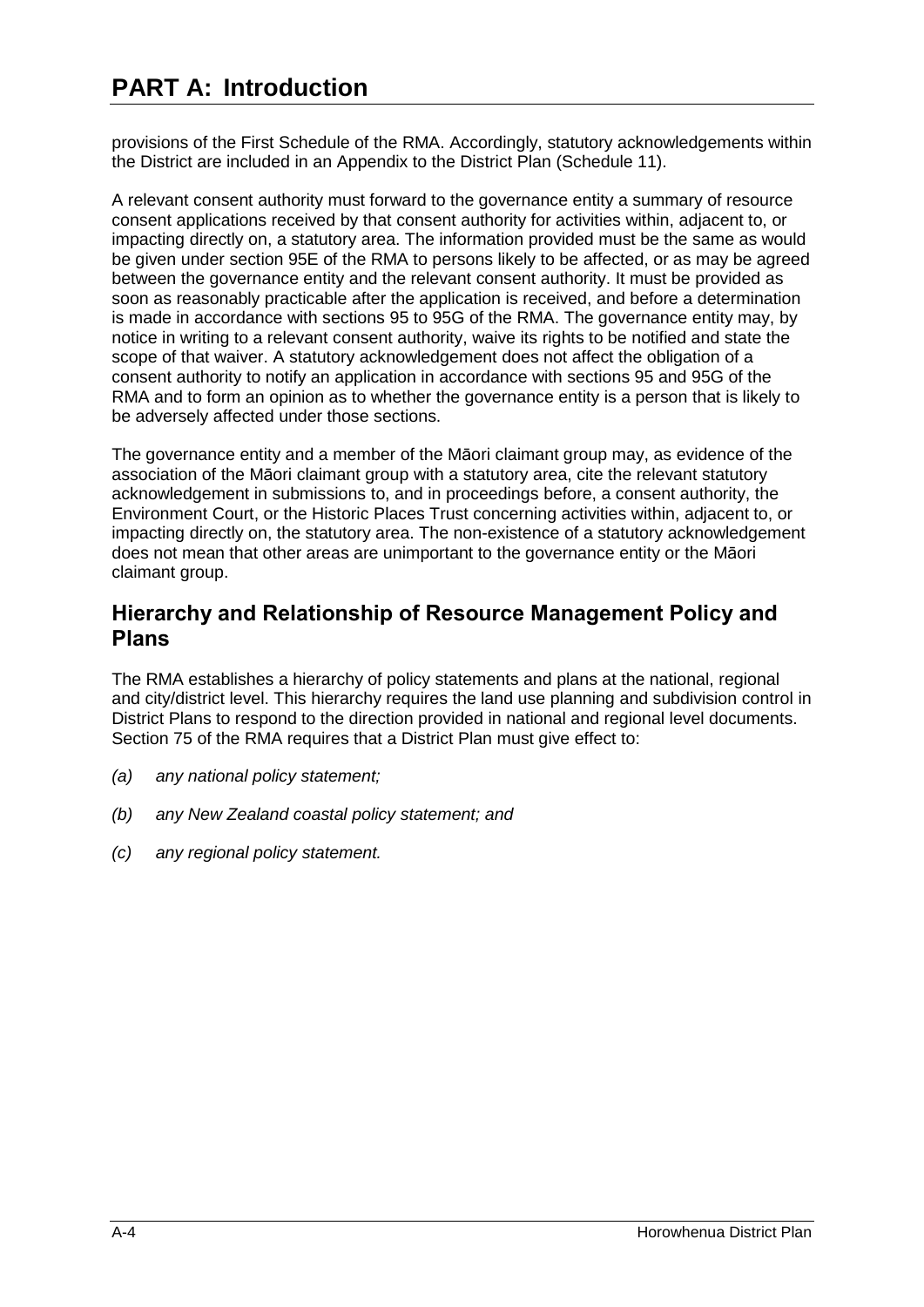provisions of the First Schedule of the RMA. Accordingly, statutory acknowledgements within the District are included in an Appendix to the District Plan (Schedule 11).

A relevant consent authority must forward to the governance entity a summary of resource consent applications received by that consent authority for activities within, adjacent to, or impacting directly on, a statutory area. The information provided must be the same as would be given under section 95E of the RMA to persons likely to be affected, or as may be agreed between the governance entity and the relevant consent authority. It must be provided as soon as reasonably practicable after the application is received, and before a determination is made in accordance with sections 95 to 95G of the RMA. The governance entity may, by notice in writing to a relevant consent authority, waive its rights to be notified and state the scope of that waiver. A statutory acknowledgement does not affect the obligation of a consent authority to notify an application in accordance with sections 95 and 95G of the RMA and to form an opinion as to whether the governance entity is a person that is likely to be adversely affected under those sections.

The governance entity and a member of the Māori claimant group may, as evidence of the association of the Māori claimant group with a statutory area, cite the relevant statutory acknowledgement in submissions to, and in proceedings before, a consent authority, the Environment Court, or the Historic Places Trust concerning activities within, adjacent to, or impacting directly on, the statutory area. The non-existence of a statutory acknowledgement does not mean that other areas are unimportant to the governance entity or the Māori claimant group.

## Hierarchy and Relationship of Resource Management Policy and Plans

The RMA establishes a hierarchy of policy statements and plans at the national, regional and city/district level. This hierarchy requires the land use planning and subdivision control in District Plans to respond to the direction provided in national and regional level documents. Section 75 of the RMA requires that a District Plan must give effect to:

*(a)* *any national policy statement;*

*(b)* *any New Zealand coastal policy statement; and*

*(c)* *any regional policy statement.*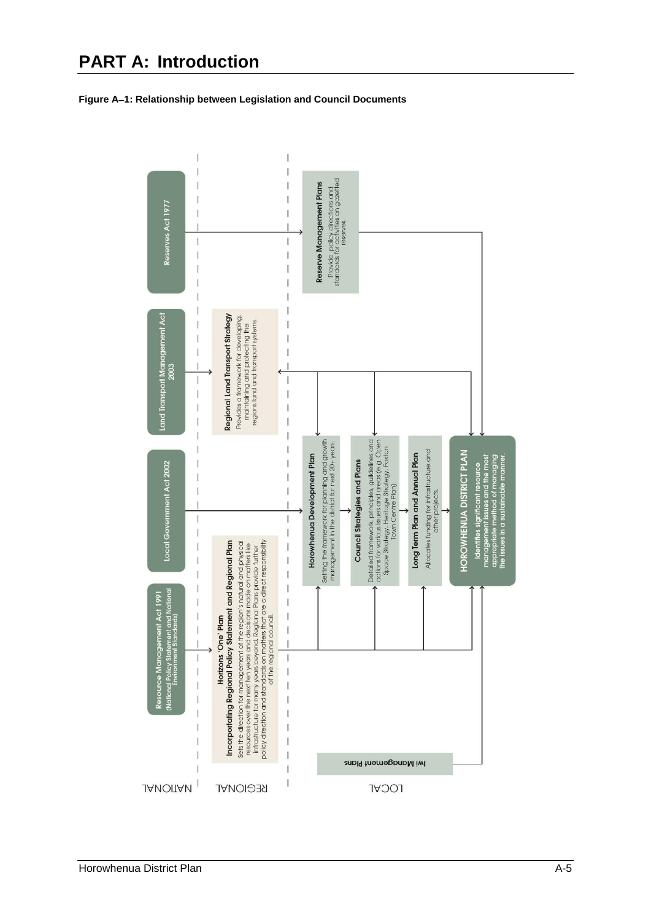# PART A: Introduction

**Figure A–1: Relationship between Legislation and Council Documents**

NATIONAL

**Resource Management Act 1991** (National Policy Statement and National Environment Standards)

**Local Government Act 2002**

**Land Transport Management Act 2003**

**Reserves Act 1977**

REGIONAL

**Horizons 'One' Plan**
**Incorporating Regional Policy Statement and Regional Plan**
Sets the direction for management of the region's natural and physical resources over the next ten years and decisions made on matters like infrastructure for many years beyond. Regional Plans provide further policy direction and standards on matters that are a direct responsibility of the regional council.

**Regional Land Transport Strategy**
Provides a framework for developing, maintaining and protecting the regions land and transport systems.

LOCAL

**Iwi Management Plans**

**Horowhenua Development Plan**
Setting the framework for planning and growth management in the district for next 20+ years.

**Council Strategies and Plans**
Detailed framework, principles, guildelines and actions for various issues and areas (e.g. Open Space Strategy, Heritage Strategy, Foxton Town Centre Plan).

**Long Term Plan and Annual Plan**
Allocates funding for infrastructure and other projects.

**HOROWHENUA DISTRICT PLAN**
Identifies significant resource management issues and the most appropriate method of managing the issues in a sustainable manner.

**Reserve Management Plans**
Provide policy directions and standards for activities on gazetted reserves.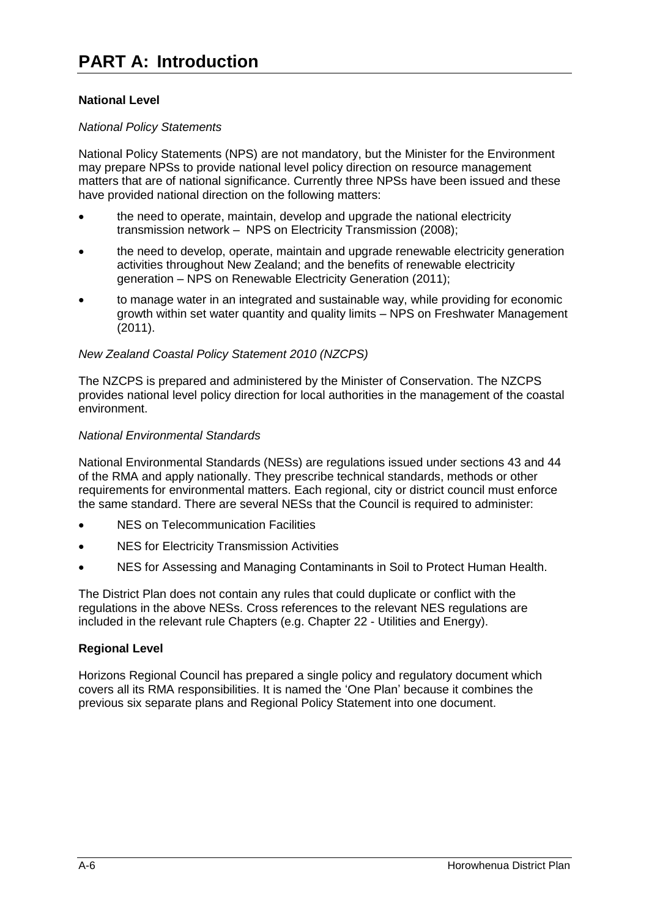# PART A: Introduction

**National Level**

*National Policy Statements*

National Policy Statements (NPS) are not mandatory, but the Minister for the Environment may prepare NPSs to provide national level policy direction on resource management matters that are of national significance. Currently three NPSs have been issued and these have provided national direction on the following matters:

- the need to operate, maintain, develop and upgrade the national electricity transmission network – NPS on Electricity Transmission (2008);
- the need to develop, operate, maintain and upgrade renewable electricity generation activities throughout New Zealand; and the benefits of renewable electricity generation – NPS on Renewable Electricity Generation (2011);
- to manage water in an integrated and sustainable way, while providing for economic growth within set water quantity and quality limits – NPS on Freshwater Management (2011).

*New Zealand Coastal Policy Statement 2010 (NZCPS)*

The NZCPS is prepared and administered by the Minister of Conservation. The NZCPS provides national level policy direction for local authorities in the management of the coastal environment.

*National Environmental Standards*

National Environmental Standards (NESs) are regulations issued under sections 43 and 44 of the RMA and apply nationally. They prescribe technical standards, methods or other requirements for environmental matters. Each regional, city or district council must enforce the same standard. There are several NESs that the Council is required to administer:

- NES on Telecommunication Facilities
- NES for Electricity Transmission Activities
- NES for Assessing and Managing Contaminants in Soil to Protect Human Health.

The District Plan does not contain any rules that could duplicate or conflict with the regulations in the above NESs. Cross references to the relevant NES regulations are included in the relevant rule Chapters (e.g. Chapter 22 - Utilities and Energy).

**Regional Level**

Horizons Regional Council has prepared a single policy and regulatory document which covers all its RMA responsibilities. It is named the 'One Plan' because it combines the previous six separate plans and Regional Policy Statement into one document.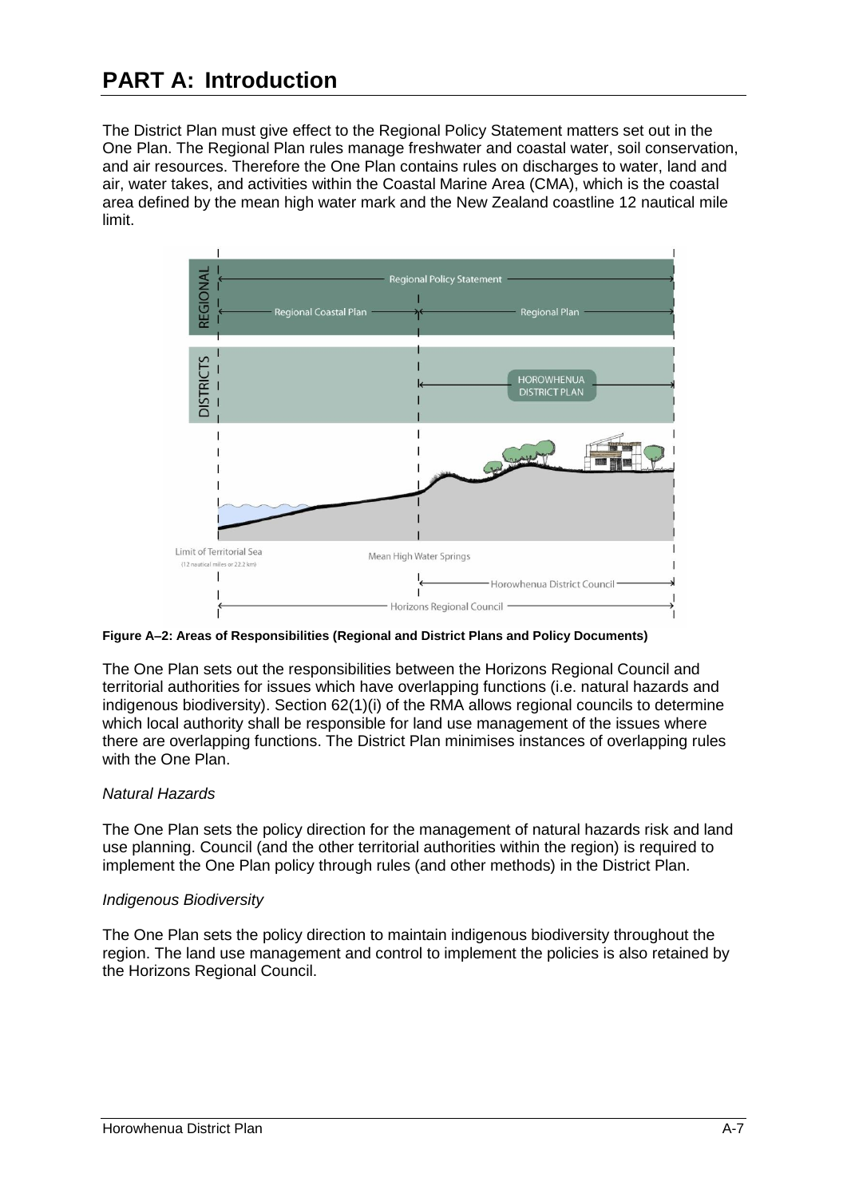# PART A: Introduction

The District Plan must give effect to the Regional Policy Statement matters set out in the One Plan. The Regional Plan rules manage freshwater and coastal water, soil conservation, and air resources. Therefore the One Plan contains rules on discharges to water, land and air, water takes, and activities within the Coastal Marine Area (CMA), which is the coastal area defined by the mean high water mark and the New Zealand coastline 12 nautical mile limit.

**Figure A–2: Areas of Responsibilities (Regional and District Plans and Policy Documents)**

The One Plan sets out the responsibilities between the Horizons Regional Council and territorial authorities for issues which have overlapping functions (i.e. natural hazards and indigenous biodiversity). Section 62(1)(i) of the RMA allows regional councils to determine which local authority shall be responsible for land use management of the issues where there are overlapping functions. The District Plan minimises instances of overlapping rules with the One Plan.

*Natural Hazards*

The One Plan sets the policy direction for the management of natural hazards risk and land use planning. Council (and the other territorial authorities within the region) is required to implement the One Plan policy through rules (and other methods) in the District Plan.

*Indigenous Biodiversity*

The One Plan sets the policy direction to maintain indigenous biodiversity throughout the region. The land use management and control to implement the policies is also retained by the Horizons Regional Council.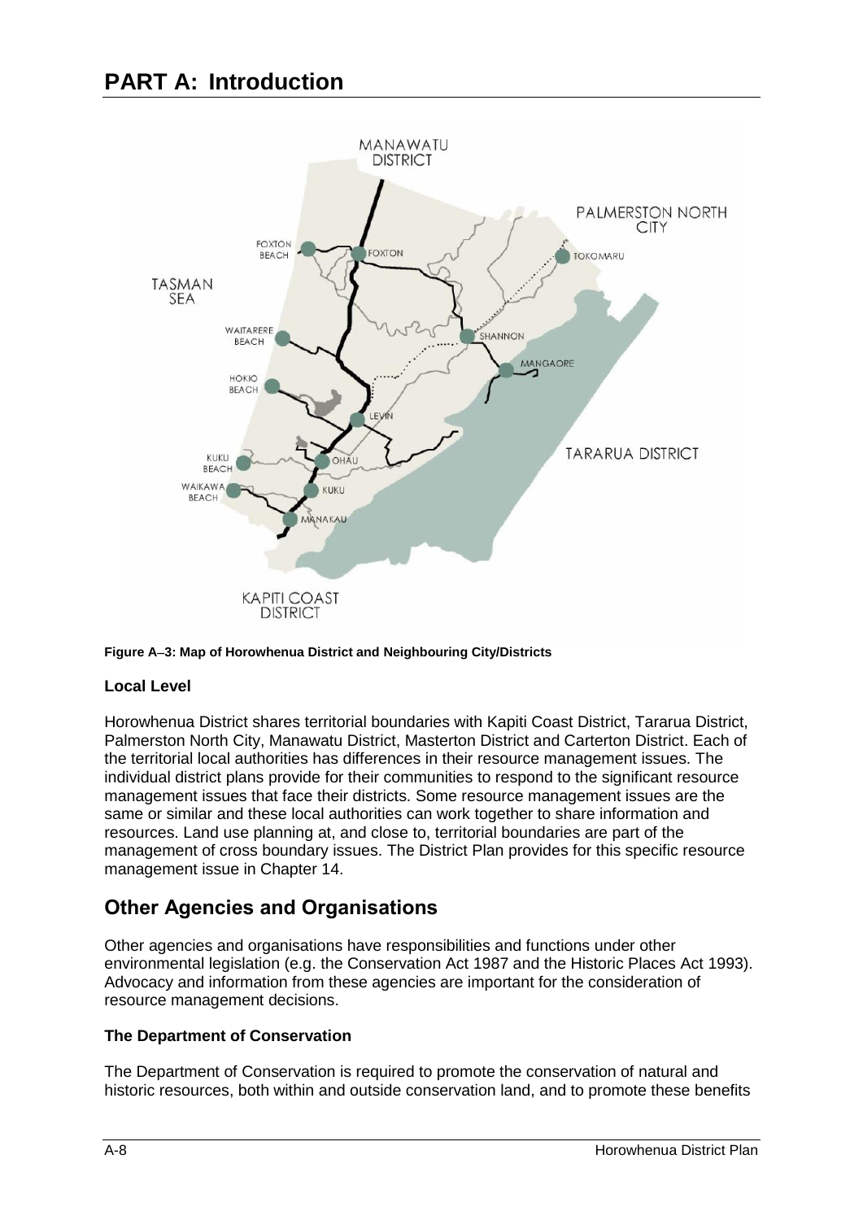# PART A: Introduction

Figure A–3: Map of Horowhenua District and Neighbouring City/Districts

**Local Level**

Horowhenua District shares territorial boundaries with Kapiti Coast District, Tararua District, Palmerston North City, Manawatu District, Masterton District and Carterton District. Each of the territorial local authorities has differences in their resource management issues. The individual district plans provide for their communities to respond to the significant resource management issues that face their districts. Some resource management issues are the same or similar and these local authorities can work together to share information and resources. Land use planning at, and close to, territorial boundaries are part of the management of cross boundary issues. The District Plan provides for this specific resource management issue in Chapter 14.

## Other Agencies and Organisations

Other agencies and organisations have responsibilities and functions under other environmental legislation (e.g. the Conservation Act 1987 and the Historic Places Act 1993). Advocacy and information from these agencies are important for the consideration of resource management decisions.

**The Department of Conservation**

The Department of Conservation is required to promote the conservation of natural and historic resources, both within and outside conservation land, and to promote these benefits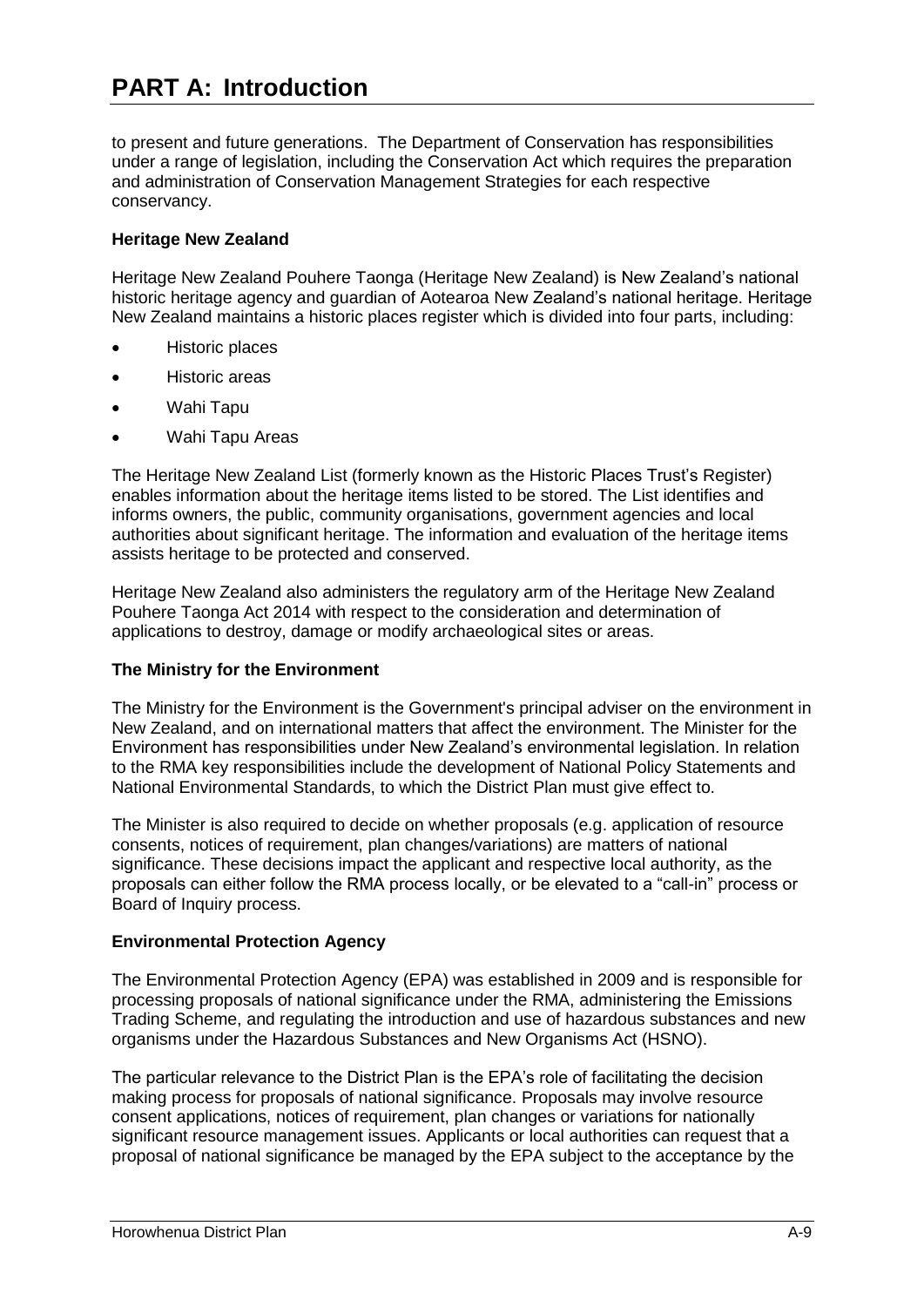to present and future generations. The Department of Conservation has responsibilities under a range of legislation, including the Conservation Act which requires the preparation and administration of Conservation Management Strategies for each respective conservancy.

**Heritage New Zealand**

Heritage New Zealand Pouhere Taonga (Heritage New Zealand) is New Zealand's national historic heritage agency and guardian of Aotearoa New Zealand's national heritage. Heritage New Zealand maintains a historic places register which is divided into four parts, including:

- Historic places
- Historic areas
- Wahi Tapu
- Wahi Tapu Areas

The Heritage New Zealand List (formerly known as the Historic Places Trust's Register) enables information about the heritage items listed to be stored. The List identifies and informs owners, the public, community organisations, government agencies and local authorities about significant heritage. The information and evaluation of the heritage items assists heritage to be protected and conserved.

Heritage New Zealand also administers the regulatory arm of the Heritage New Zealand Pouhere Taonga Act 2014 with respect to the consideration and determination of applications to destroy, damage or modify archaeological sites or areas.

**The Ministry for the Environment**

The Ministry for the Environment is the Government's principal adviser on the environment in New Zealand, and on international matters that affect the environment. The Minister for the Environment has responsibilities under New Zealand's environmental legislation. In relation to the RMA key responsibilities include the development of National Policy Statements and National Environmental Standards, to which the District Plan must give effect to.

The Minister is also required to decide on whether proposals (e.g. application of resource consents, notices of requirement, plan changes/variations) are matters of national significance. These decisions impact the applicant and respective local authority, as the proposals can either follow the RMA process locally, or be elevated to a "call-in" process or Board of Inquiry process.

**Environmental Protection Agency**

The Environmental Protection Agency (EPA) was established in 2009 and is responsible for processing proposals of national significance under the RMA, administering the Emissions Trading Scheme, and regulating the introduction and use of hazardous substances and new organisms under the Hazardous Substances and New Organisms Act (HSNO).

The particular relevance to the District Plan is the EPA's role of facilitating the decision making process for proposals of national significance. Proposals may involve resource consent applications, notices of requirement, plan changes or variations for nationally significant resource management issues. Applicants or local authorities can request that a proposal of national significance be managed by the EPA subject to the acceptance by the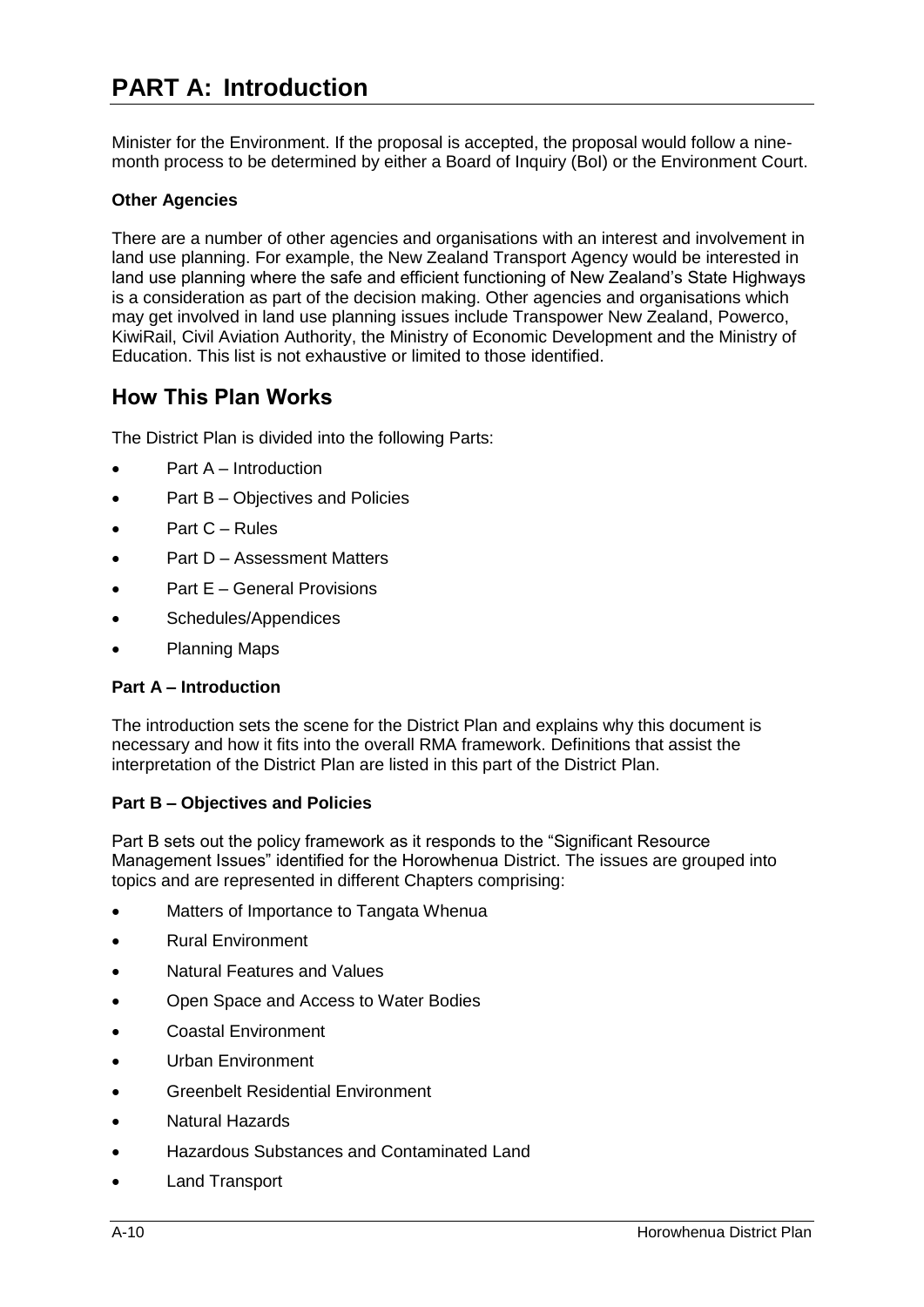Minister for the Environment. If the proposal is accepted, the proposal would follow a nine-month process to be determined by either a Board of Inquiry (BoI) or the Environment Court.

**Other Agencies**

There are a number of other agencies and organisations with an interest and involvement in land use planning. For example, the New Zealand Transport Agency would be interested in land use planning where the safe and efficient functioning of New Zealand's State Highways is a consideration as part of the decision making. Other agencies and organisations which may get involved in land use planning issues include Transpower New Zealand, Powerco, KiwiRail, Civil Aviation Authority, the Ministry of Economic Development and the Ministry of Education. This list is not exhaustive or limited to those identified.

## How This Plan Works

The District Plan is divided into the following Parts:

- Part A – Introduction
- Part B – Objectives and Policies
- Part C – Rules
- Part D – Assessment Matters
- Part E – General Provisions
- Schedules/Appendices
- Planning Maps

**Part A – Introduction**

The introduction sets the scene for the District Plan and explains why this document is necessary and how it fits into the overall RMA framework. Definitions that assist the interpretation of the District Plan are listed in this part of the District Plan.

**Part B – Objectives and Policies**

Part B sets out the policy framework as it responds to the "Significant Resource Management Issues" identified for the Horowhenua District. The issues are grouped into topics and are represented in different Chapters comprising:

- Matters of Importance to Tangata Whenua
- Rural Environment
- Natural Features and Values
- Open Space and Access to Water Bodies
- Coastal Environment
- Urban Environment
- Greenbelt Residential Environment
- Natural Hazards
- Hazardous Substances and Contaminated Land
- Land Transport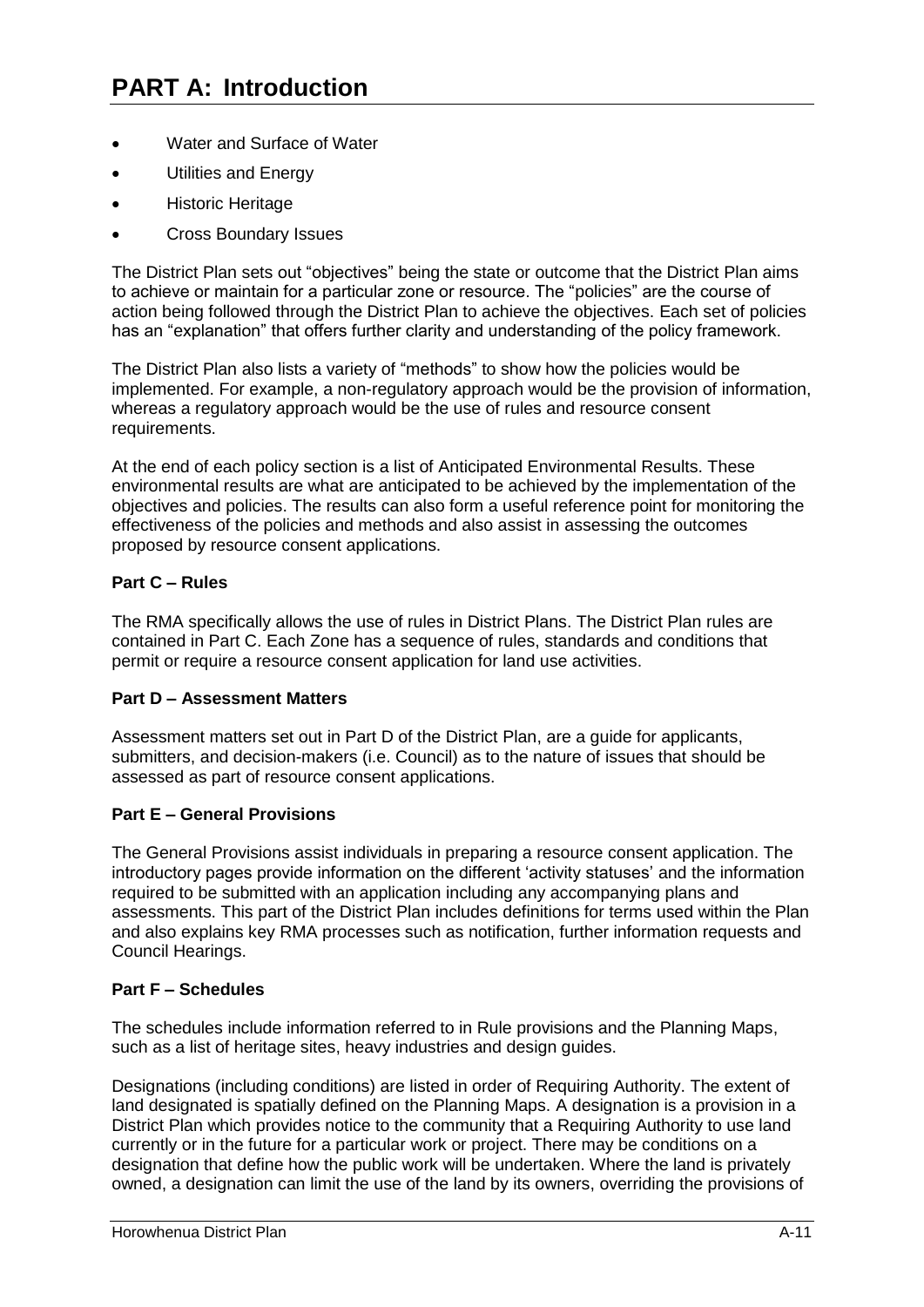# PART A: Introduction

- Water and Surface of Water
- Utilities and Energy
- Historic Heritage
- Cross Boundary Issues

The District Plan sets out "objectives" being the state or outcome that the District Plan aims to achieve or maintain for a particular zone or resource. The "policies" are the course of action being followed through the District Plan to achieve the objectives. Each set of policies has an "explanation" that offers further clarity and understanding of the policy framework.

The District Plan also lists a variety of "methods" to show how the policies would be implemented. For example, a non-regulatory approach would be the provision of information, whereas a regulatory approach would be the use of rules and resource consent requirements.

At the end of each policy section is a list of Anticipated Environmental Results. These environmental results are what are anticipated to be achieved by the implementation of the objectives and policies. The results can also form a useful reference point for monitoring the effectiveness of the policies and methods and also assist in assessing the outcomes proposed by resource consent applications.

**Part C – Rules**

The RMA specifically allows the use of rules in District Plans. The District Plan rules are contained in Part C. Each Zone has a sequence of rules, standards and conditions that permit or require a resource consent application for land use activities.

**Part D – Assessment Matters**

Assessment matters set out in Part D of the District Plan, are a guide for applicants, submitters, and decision-makers (i.e. Council) as to the nature of issues that should be assessed as part of resource consent applications.

**Part E – General Provisions**

The General Provisions assist individuals in preparing a resource consent application. The introductory pages provide information on the different 'activity statuses' and the information required to be submitted with an application including any accompanying plans and assessments. This part of the District Plan includes definitions for terms used within the Plan and also explains key RMA processes such as notification, further information requests and Council Hearings.

**Part F – Schedules**

The schedules include information referred to in Rule provisions and the Planning Maps, such as a list of heritage sites, heavy industries and design guides.

Designations (including conditions) are listed in order of Requiring Authority. The extent of land designated is spatially defined on the Planning Maps. A designation is a provision in a District Plan which provides notice to the community that a Requiring Authority to use land currently or in the future for a particular work or project. There may be conditions on a designation that define how the public work will be undertaken. Where the land is privately owned, a designation can limit the use of the land by its owners, overriding the provisions of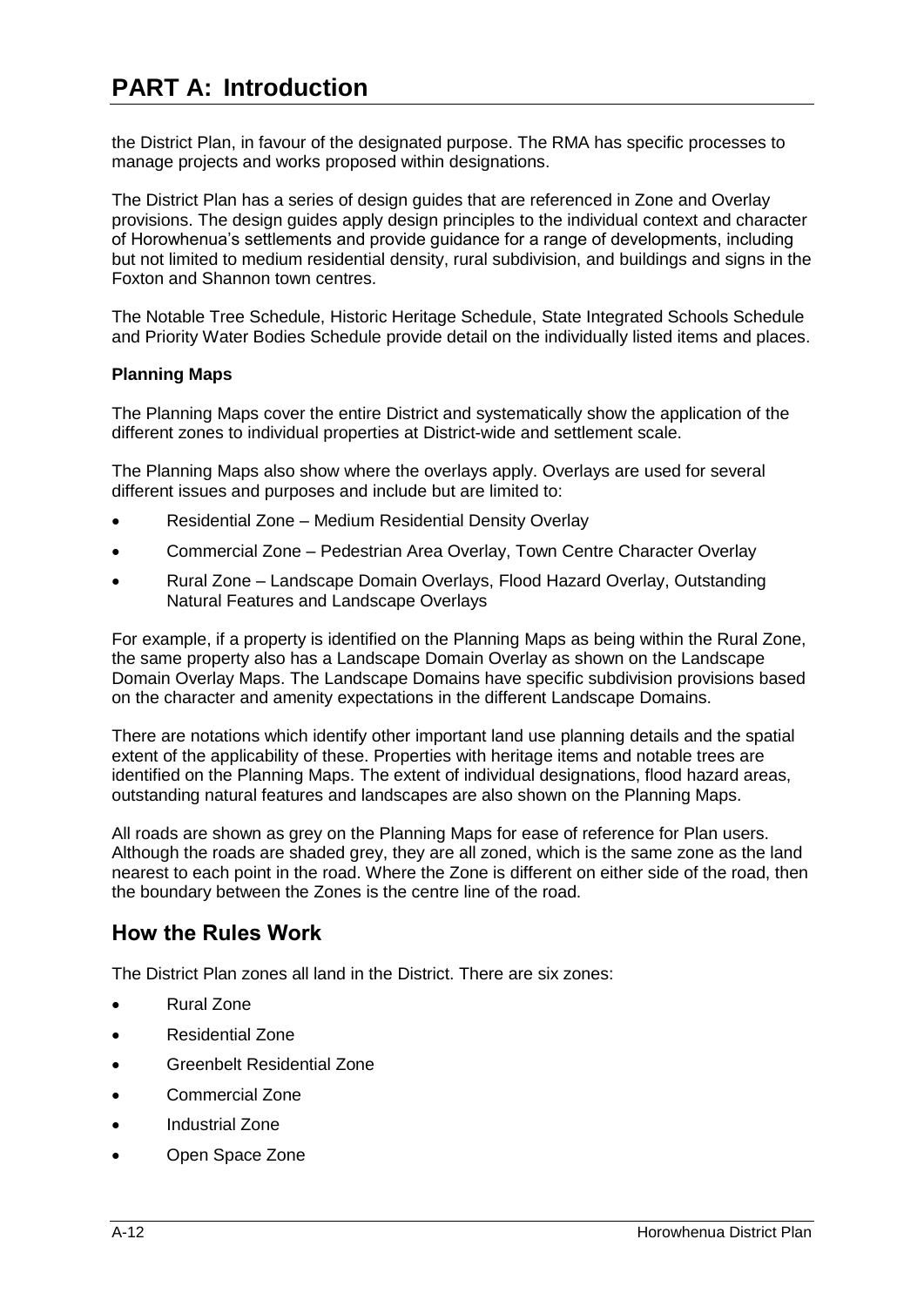the District Plan, in favour of the designated purpose. The RMA has specific processes to manage projects and works proposed within designations.

The District Plan has a series of design guides that are referenced in Zone and Overlay provisions. The design guides apply design principles to the individual context and character of Horowhenua's settlements and provide guidance for a range of developments, including but not limited to medium residential density, rural subdivision, and buildings and signs in the Foxton and Shannon town centres.

The Notable Tree Schedule, Historic Heritage Schedule, State Integrated Schools Schedule and Priority Water Bodies Schedule provide detail on the individually listed items and places.

**Planning Maps**

The Planning Maps cover the entire District and systematically show the application of the different zones to individual properties at District-wide and settlement scale.

The Planning Maps also show where the overlays apply. Overlays are used for several different issues and purposes and include but are limited to:

- Residential Zone – Medium Residential Density Overlay
- Commercial Zone – Pedestrian Area Overlay, Town Centre Character Overlay
- Rural Zone – Landscape Domain Overlays, Flood Hazard Overlay, Outstanding Natural Features and Landscape Overlays

For example, if a property is identified on the Planning Maps as being within the Rural Zone, the same property also has a Landscape Domain Overlay as shown on the Landscape Domain Overlay Maps. The Landscape Domains have specific subdivision provisions based on the character and amenity expectations in the different Landscape Domains.

There are notations which identify other important land use planning details and the spatial extent of the applicability of these. Properties with heritage items and notable trees are identified on the Planning Maps. The extent of individual designations, flood hazard areas, outstanding natural features and landscapes are also shown on the Planning Maps.

All roads are shown as grey on the Planning Maps for ease of reference for Plan users. Although the roads are shaded grey, they are all zoned, which is the same zone as the land nearest to each point in the road. Where the Zone is different on either side of the road, then the boundary between the Zones is the centre line of the road.

## How the Rules Work

The District Plan zones all land in the District. There are six zones:

- Rural Zone
- Residential Zone
- Greenbelt Residential Zone
- Commercial Zone
- Industrial Zone
- Open Space Zone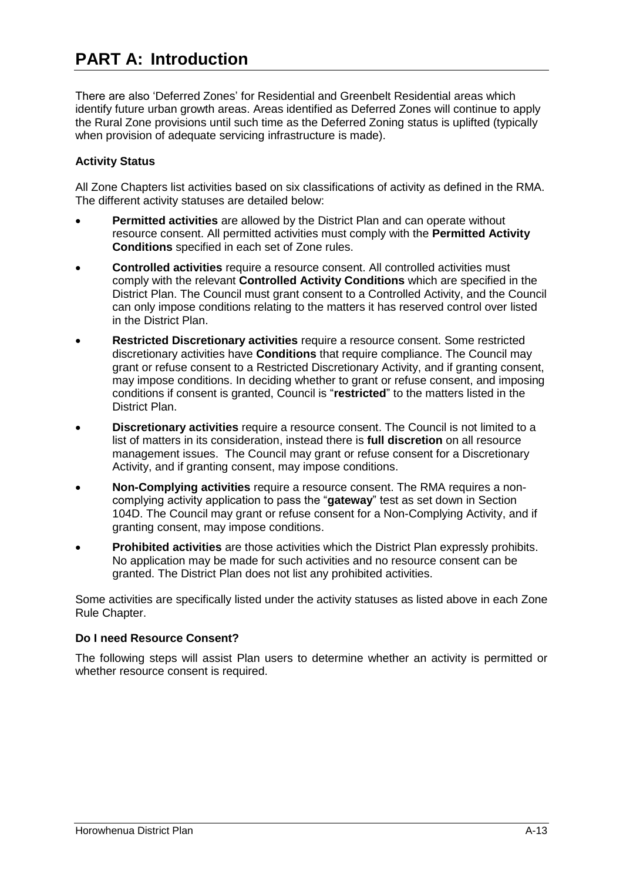# PART A: Introduction

There are also 'Deferred Zones' for Residential and Greenbelt Residential areas which identify future urban growth areas. Areas identified as Deferred Zones will continue to apply the Rural Zone provisions until such time as the Deferred Zoning status is uplifted (typically when provision of adequate servicing infrastructure is made).

**Activity Status**

All Zone Chapters list activities based on six classifications of activity as defined in the RMA. The different activity statuses are detailed below:

- **Permitted activities** are allowed by the District Plan and can operate without resource consent. All permitted activities must comply with the **Permitted Activity Conditions** specified in each set of Zone rules.
- **Controlled activities** require a resource consent. All controlled activities must comply with the relevant **Controlled Activity Conditions** which are specified in the District Plan. The Council must grant consent to a Controlled Activity, and the Council can only impose conditions relating to the matters it has reserved control over listed in the District Plan.
- **Restricted Discretionary activities** require a resource consent. Some restricted discretionary activities have **Conditions** that require compliance. The Council may grant or refuse consent to a Restricted Discretionary Activity, and if granting consent, may impose conditions. In deciding whether to grant or refuse consent, and imposing conditions if consent is granted, Council is "**restricted**" to the matters listed in the District Plan.
- **Discretionary activities** require a resource consent. The Council is not limited to a list of matters in its consideration, instead there is **full discretion** on all resource management issues. The Council may grant or refuse consent for a Discretionary Activity, and if granting consent, may impose conditions.
- **Non-Complying activities** require a resource consent. The RMA requires a non-complying activity application to pass the "**gateway**" test as set down in Section 104D. The Council may grant or refuse consent for a Non-Complying Activity, and if granting consent, may impose conditions.
- **Prohibited activities** are those activities which the District Plan expressly prohibits. No application may be made for such activities and no resource consent can be granted. The District Plan does not list any prohibited activities.

Some activities are specifically listed under the activity statuses as listed above in each Zone Rule Chapter.

**Do I need Resource Consent?**

The following steps will assist Plan users to determine whether an activity is permitted or whether resource consent is required.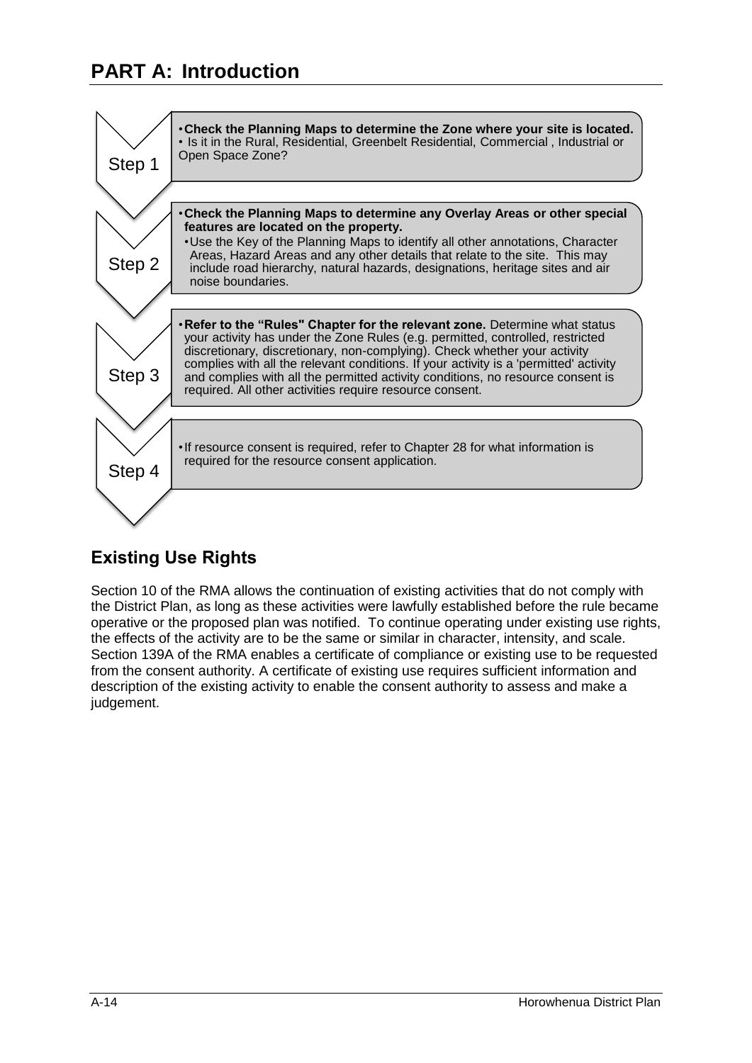# PART A: Introduction

**Step 1**

- **Check the Planning Maps to determine the Zone where your site is located.**
- Is it in the Rural, Residential, Greenbelt Residential, Commercial , Industrial or Open Space Zone?

**Step 2**

- **Check the Planning Maps to determine any Overlay Areas or other special features are located on the property.**
  - Use the Key of the Planning Maps to identify all other annotations, Character Areas, Hazard Areas and any other details that relate to the site. This may include road hierarchy, natural hazards, designations, heritage sites and air noise boundaries.

**Step 3**

- **Refer to the "Rules" Chapter for the relevant zone.** Determine what status your activity has under the Zone Rules (e.g. permitted, controlled, restricted discretionary, discretionary, non-complying). Check whether your activity complies with all the relevant conditions. If your activity is a 'permitted' activity and complies with all the permitted activity conditions, no resource consent is required. All other activities require resource consent.

**Step 4**

- If resource consent is required, refer to Chapter 28 for what information is required for the resource consent application.

## Existing Use Rights

Section 10 of the RMA allows the continuation of existing activities that do not comply with the District Plan, as long as these activities were lawfully established before the rule became operative or the proposed plan was notified. To continue operating under existing use rights, the effects of the activity are to be the same or similar in character, intensity, and scale. Section 139A of the RMA enables a certificate of compliance or existing use to be requested from the consent authority. A certificate of existing use requires sufficient information and description of the existing activity to enable the consent authority to assess and make a judgement.